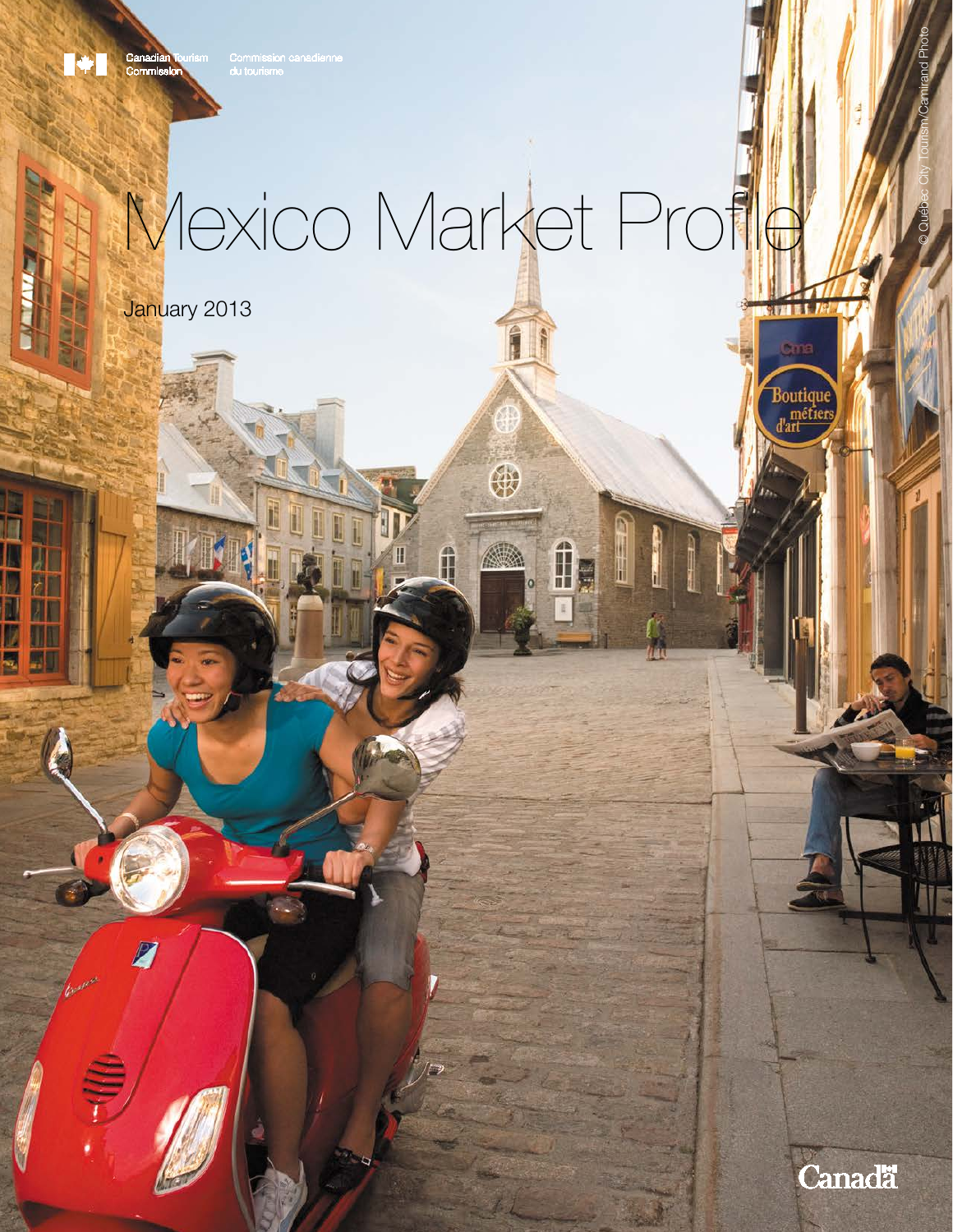Canadian Tourism Commission

Commission canadienne du tourisme

# Mexico Market Profile

January 2013

© Québec City Tourism/Camirand Photo

Canada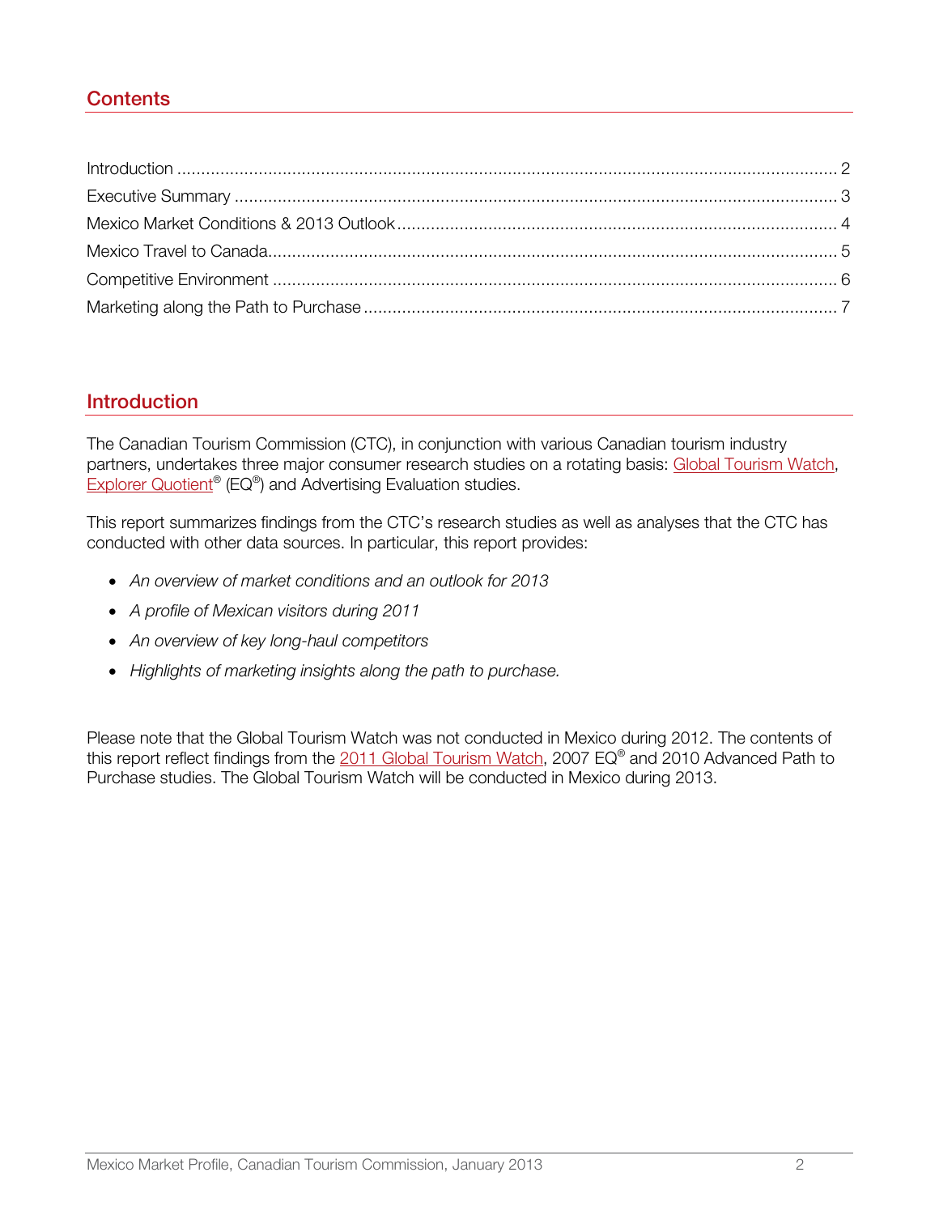## Contents

Introduction ........................................................................................................................................ 2
Executive Summary ............................................................................................................................ 3
Mexico Market Conditions & 2013 Outlook .......................................................................................... 4
Mexico Travel to Canada ..................................................................................................................... 5
Competitive Environment .................................................................................................................... 6
Marketing along the Path to Purchase ................................................................................................. 7

## Introduction

The Canadian Tourism Commission (CTC), in conjunction with various Canadian tourism industry partners, undertakes three major consumer research studies on a rotating basis: Global Tourism Watch, Explorer Quotient® (EQ®) and Advertising Evaluation studies.

This report summarizes findings from the CTC's research studies as well as analyses that the CTC has conducted with other data sources. In particular, this report provides:

- *An overview of market conditions and an outlook for 2013*
- *A profile of Mexican visitors during 2011*
- *An overview of key long-haul competitors*
- *Highlights of marketing insights along the path to purchase.*

Please note that the Global Tourism Watch was not conducted in Mexico during 2012. The contents of this report reflect findings from the 2011 Global Tourism Watch, 2007 EQ® and 2010 Advanced Path to Purchase studies. The Global Tourism Watch will be conducted in Mexico during 2013.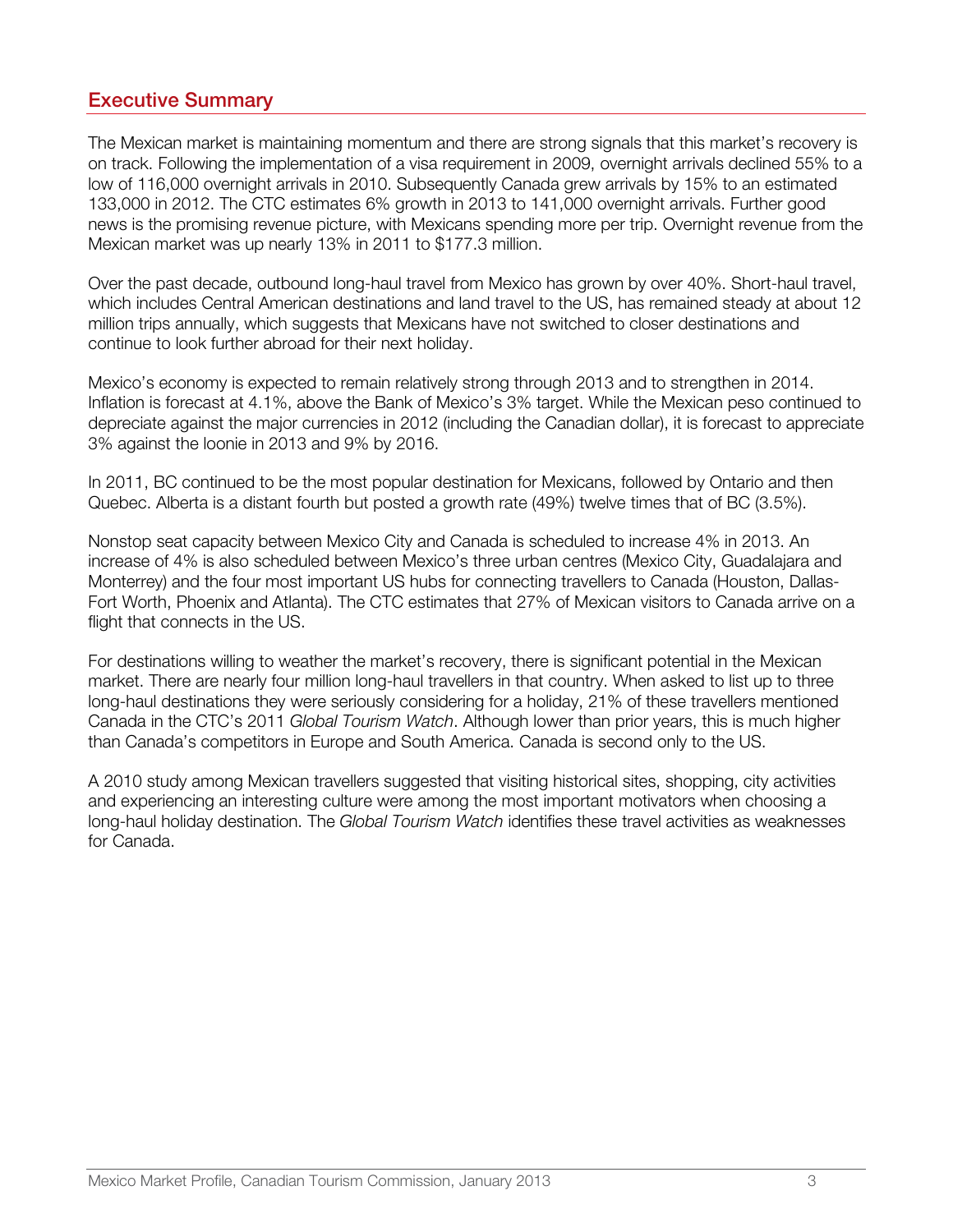## Executive Summary

The Mexican market is maintaining momentum and there are strong signals that this market's recovery is on track. Following the implementation of a visa requirement in 2009, overnight arrivals declined 55% to a low of 116,000 overnight arrivals in 2010. Subsequently Canada grew arrivals by 15% to an estimated 133,000 in 2012. The CTC estimates 6% growth in 2013 to 141,000 overnight arrivals. Further good news is the promising revenue picture, with Mexicans spending more per trip. Overnight revenue from the Mexican market was up nearly 13% in 2011 to $177.3 million.

Over the past decade, outbound long-haul travel from Mexico has grown by over 40%. Short-haul travel, which includes Central American destinations and land travel to the US, has remained steady at about 12 million trips annually, which suggests that Mexicans have not switched to closer destinations and continue to look further abroad for their next holiday.

Mexico's economy is expected to remain relatively strong through 2013 and to strengthen in 2014. Inflation is forecast at 4.1%, above the Bank of Mexico's 3% target. While the Mexican peso continued to depreciate against the major currencies in 2012 (including the Canadian dollar), it is forecast to appreciate 3% against the loonie in 2013 and 9% by 2016.

In 2011, BC continued to be the most popular destination for Mexicans, followed by Ontario and then Quebec. Alberta is a distant fourth but posted a growth rate (49%) twelve times that of BC (3.5%).

Nonstop seat capacity between Mexico City and Canada is scheduled to increase 4% in 2013. An increase of 4% is also scheduled between Mexico's three urban centres (Mexico City, Guadalajara and Monterrey) and the four most important US hubs for connecting travellers to Canada (Houston, Dallas-Fort Worth, Phoenix and Atlanta). The CTC estimates that 27% of Mexican visitors to Canada arrive on a flight that connects in the US.

For destinations willing to weather the market's recovery, there is significant potential in the Mexican market. There are nearly four million long-haul travellers in that country. When asked to list up to three long-haul destinations they were seriously considering for a holiday, 21% of these travellers mentioned Canada in the CTC's 2011 *Global Tourism Watch*. Although lower than prior years, this is much higher than Canada's competitors in Europe and South America. Canada is second only to the US.

A 2010 study among Mexican travellers suggested that visiting historical sites, shopping, city activities and experiencing an interesting culture were among the most important motivators when choosing a long-haul holiday destination. The *Global Tourism Watch* identifies these travel activities as weaknesses for Canada.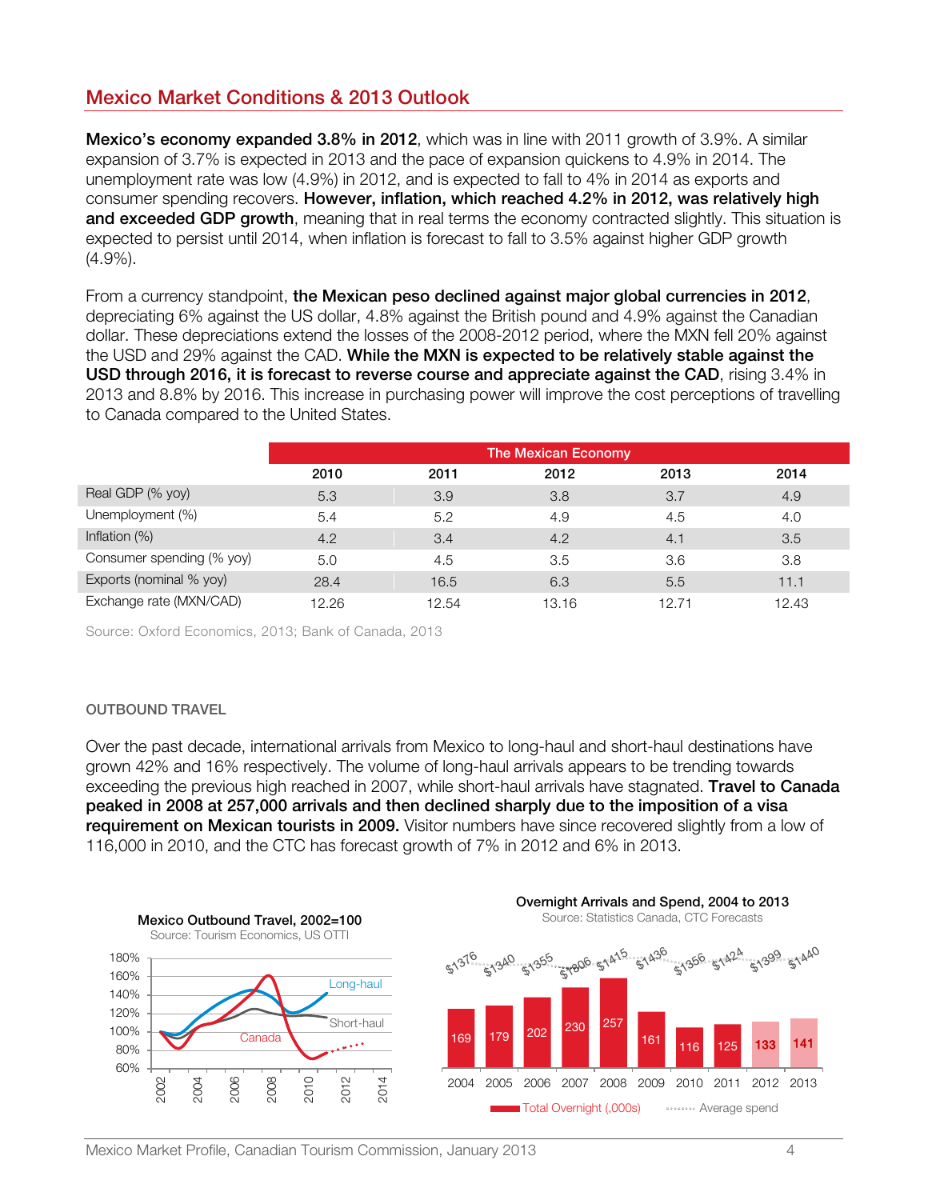## Mexico Market Conditions & 2013 Outlook

**Mexico's economy expanded 3.8% in 2012**, which was in line with 2011 growth of 3.9%. A similar expansion of 3.7% is expected in 2013 and the pace of expansion quickens to 4.9% in 2014. The unemployment rate was low (4.9%) in 2012, and is expected to fall to 4% in 2014 as exports and consumer spending recovers. **However, inflation, which reached 4.2% in 2012, was relatively high and exceeded GDP growth**, meaning that in real terms the economy contracted slightly. This situation is expected to persist until 2014, when inflation is forecast to fall to 3.5% against higher GDP growth (4.9%).

From a currency standpoint, **the Mexican peso declined against major global currencies in 2012**, depreciating 6% against the US dollar, 4.8% against the British pound and 4.9% against the Canadian dollar. These depreciations extend the losses of the 2008-2012 period, where the MXN fell 20% against the USD and 29% against the CAD. **While the MXN is expected to be relatively stable against the USD through 2016, it is forecast to reverse course and appreciate against the CAD**, rising 3.4% in 2013 and 8.8% by 2016. This increase in purchasing power will improve the cost perceptions of travelling to Canada compared to the United States.

| | The Mexican Economy | | | | |
|---|---|---|---|---|---|
| | 2010 | 2011 | 2012 | 2013 | 2014 |
| Real GDP (% yoy) | 5.3 | 3.9 | 3.8 | 3.7 | 4.9 |
| Unemployment (%) | 5.4 | 5.2 | 4.9 | 4.5 | 4.0 |
| Inflation (%) | 4.2 | 3.4 | 4.2 | 4.1 | 3.5 |
| Consumer spending (% yoy) | 5.0 | 4.5 | 3.5 | 3.6 | 3.8 |
| Exports (nominal % yoy) | 28.4 | 16.5 | 6.3 | 5.5 | 11.1 |
| Exchange rate (MXN/CAD) | 12.26 | 12.54 | 13.16 | 12.71 | 12.43 |

Source: Oxford Economics, 2013; Bank of Canada, 2013

### OUTBOUND TRAVEL

Over the past decade, international arrivals from Mexico to long-haul and short-haul destinations have grown 42% and 16% respectively. The volume of long-haul arrivals appears to be trending towards exceeding the previous high reached in 2007, while short-haul arrivals have stagnated. **Travel to Canada peaked in 2008 at 257,000 arrivals and then declined sharply due to the imposition of a visa requirement on Mexican tourists in 2009.** Visitor numbers have since recovered slightly from a low of 116,000 in 2010, and the CTC has forecast growth of 7% in 2012 and 6% in 2013.

**Mexico Outbound Travel, 2002=100**
Source: Tourism Economics, US OTTI

**Overnight Arrivals and Spend, 2004 to 2013**
Source: Statistics Canada, CTC Forecasts

| | 2004 | 2005 | 2006 | 2007 | 2008 | 2009 | 2010 | 2011 | 2012 | 2013 |
|---|---|---|---|---|---|---|---|---|---|---|
| Total Overnight (,000s) | 169 | 179 | 202 | 230 | 257 | 161 | 116 | 125 | 133 | 141 |
| Average spend | $1376 | $1340 | $1355 | $1306 | $1415 | $1436 | $1356 | $1424 | $1399 | $1440 |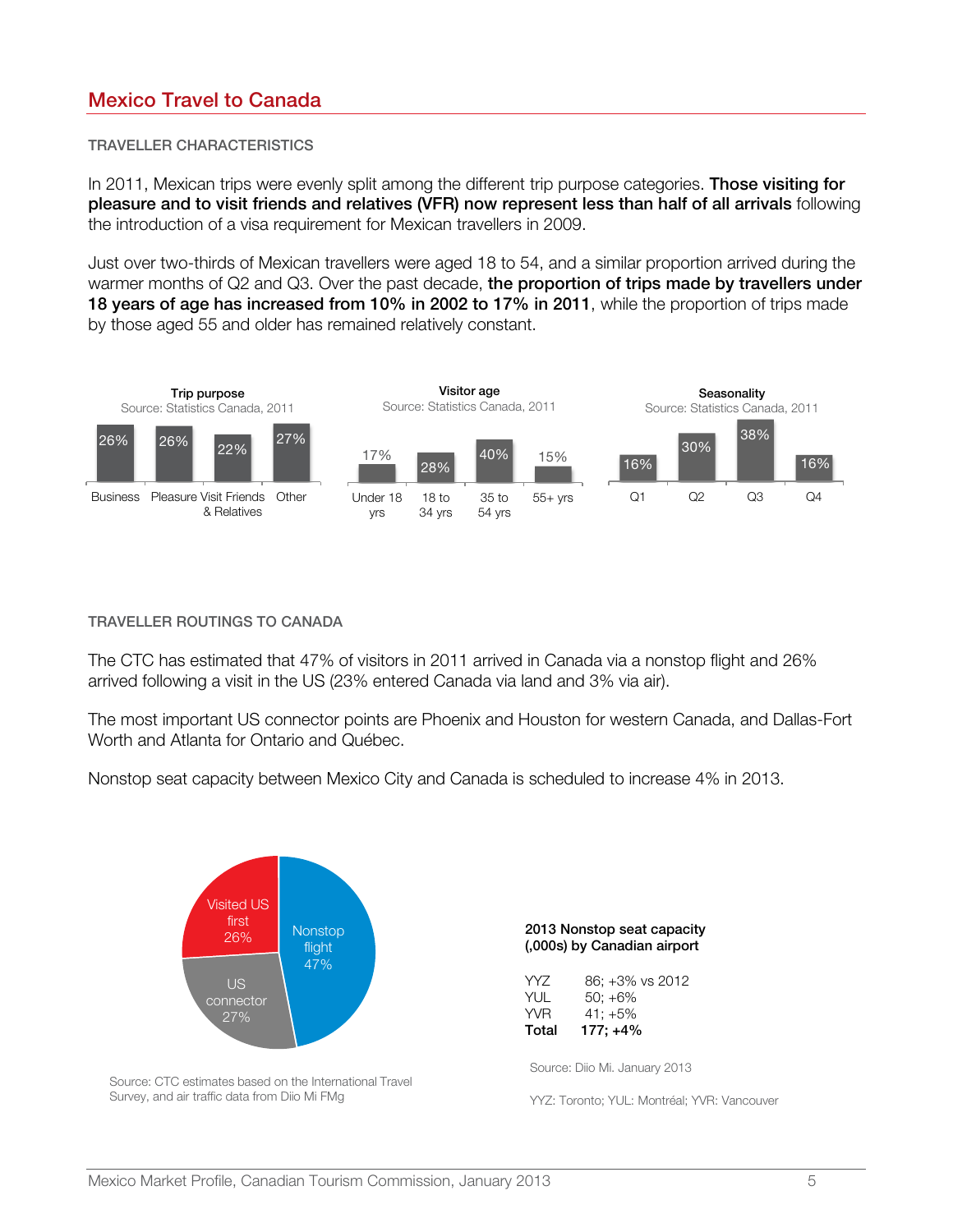## Mexico Travel to Canada

### TRAVELLER CHARACTERISTICS

In 2011, Mexican trips were evenly split among the different trip purpose categories. **Those visiting for pleasure and to visit friends and relatives (VFR) now represent less than half of all arrivals** following the introduction of a visa requirement for Mexican travellers in 2009.

Just over two-thirds of Mexican travellers were aged 18 to 54, and a similar proportion arrived during the warmer months of Q2 and Q3. Over the past decade, **the proportion of trips made by travellers under 18 years of age has increased from 10% in 2002 to 17% in 2011**, while the proportion of trips made by those aged 55 and older has remained relatively constant.

**Trip purpose**
Source: Statistics Canada, 2011

| Business | Pleasure | Visit Friends & Relatives | Other |
|---|---|---|---|
| 26% | 26% | 22% | 27% |

**Visitor age**
Source: Statistics Canada, 2011

| Under 18 yrs | 18 to 34 yrs | 35 to 54 yrs | 55+ yrs |
|---|---|---|---|
| 17% | 28% | 40% | 15% |

**Seasonality**
Source: Statistics Canada, 2011

| Q1 | Q2 | Q3 | Q4 |
|---|---|---|---|
| 16% | 30% | 38% | 16% |

### TRAVELLER ROUTINGS TO CANADA

The CTC has estimated that 47% of visitors in 2011 arrived in Canada via a nonstop flight and 26% arrived following a visit in the US (23% entered Canada via land and 3% via air).

The most important US connector points are Phoenix and Houston for western Canada, and Dallas-Fort Worth and Atlanta for Ontario and Québec.

Nonstop seat capacity between Mexico City and Canada is scheduled to increase 4% in 2013.

| Routing | Share |
|---|---|
| Nonstop flight | 47% |
| US connector | 27% |
| Visited US first | 26% |

Source: CTC estimates based on the International Travel Survey, and air traffic data from Diio Mi FMg

**2013 Nonstop seat capacity (,000s) by Canadian airport**

| | |
|---|---|
| YYZ | 86; +3% vs 2012 |
| YUL | 50; +6% |
| YVR | 41; +5% |
| **Total** | **177; +4%** |

Source: Diio Mi. January 2013

YYZ: Toronto; YUL: Montréal; YVR: Vancouver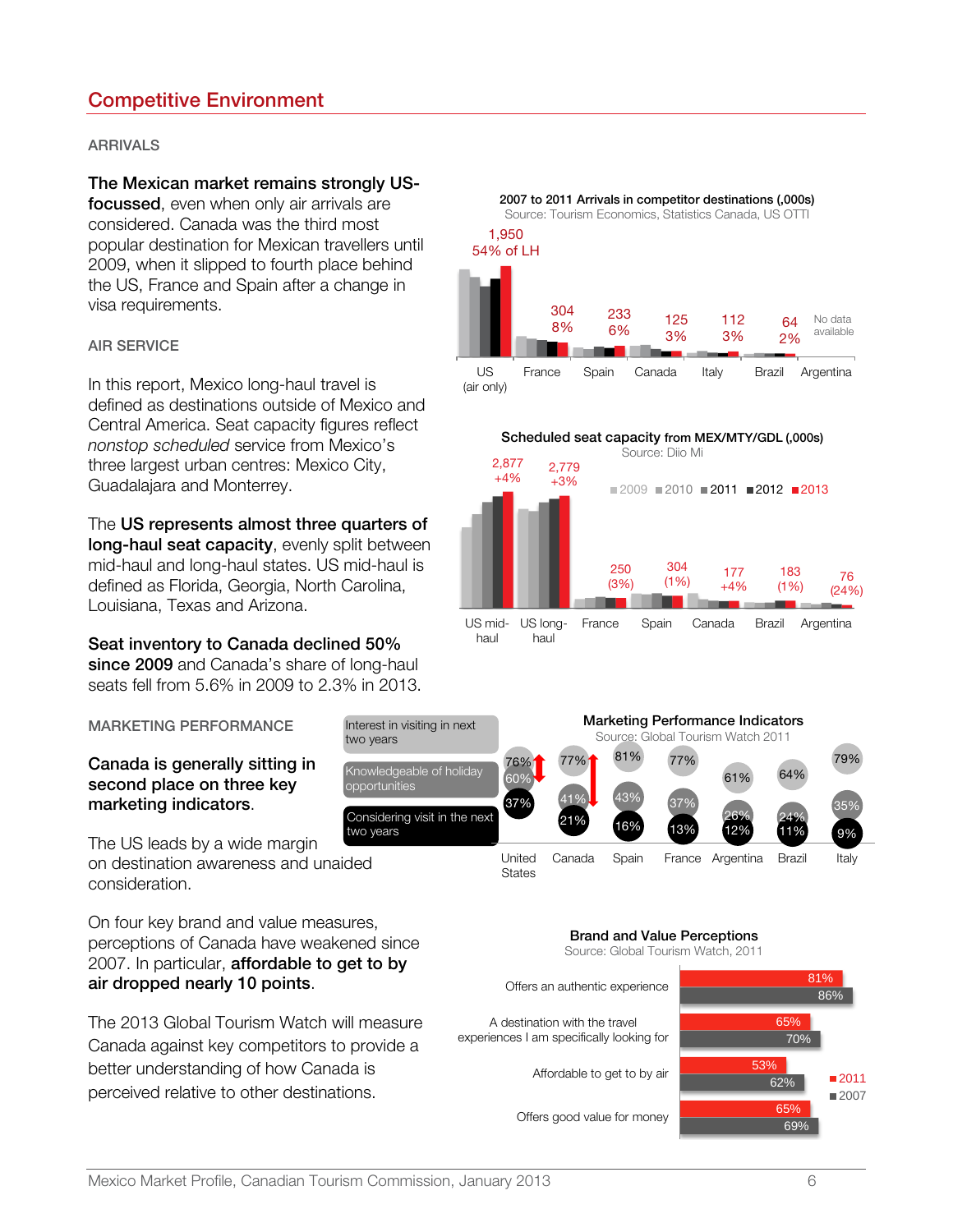## Competitive Environment

ARRIVALS

**The Mexican market remains strongly US-focussed**, even when only air arrivals are considered. Canada was the third most popular destination for Mexican travellers until 2009, when it slipped to fourth place behind the US, France and Spain after a change in visa requirements.

**2007 to 2011 Arrivals in competitor destinations (,000s)**
Source: Tourism Economics, Statistics Canada, US OTTI

| Destination | 2011 Arrivals (,000s) | Share of LH |
|---|---|---|
| US (air only) | 1,950 | 54% of LH |
| France | 304 | 8% |
| Spain | 233 | 6% |
| Canada | 125 | 3% |
| Italy | 112 | 3% |
| Brazil | 64 | 2% |
| Argentina | No data available | |

AIR SERVICE

In this report, Mexico long-haul travel is defined as destinations outside of Mexico and Central America. Seat capacity figures reflect *nonstop scheduled* service from Mexico's three largest urban centres: Mexico City, Guadalajara and Monterrey.

The **US represents almost three quarters of long-haul seat capacity**, evenly split between mid-haul and long-haul states. US mid-haul is defined as Florida, Georgia, North Carolina, Louisiana, Texas and Arizona.

**Seat inventory to Canada declined 50% since 2009** and Canada's share of long-haul seats fell from 5.6% in 2009 to 2.3% in 2013.

**Scheduled seat capacity from MEX/MTY/GDL (,000s)**
Source: Diio Mi

| Destination | 2013 (,000s) | Change |
|---|---|---|
| US mid-haul | 2,877 | +4% |
| US long-haul | 2,779 | +3% |
| France | 250 | (3%) |
| Spain | 304 | (1%) |
| Canada | 177 | +4% |
| Brazil | 183 | (1%) |
| Argentina | 76 | (24%) |

MARKETING PERFORMANCE

**Canada is generally sitting in second place on three key marketing indicators**.

The US leads by a wide margin on destination awareness and unaided consideration.

**Marketing Performance Indicators**
Source: Global Tourism Watch 2011

| | United States | Canada | Spain | France | Argentina | Brazil | Italy |
|---|---|---|---|---|---|---|---|
| Interest in visiting in next two years | 76% | 77% | 81% | 77% | 61% | 64% | 79% |
| Knowledgeable of holiday opportunities | 60% | 41% | 43% | 37% | 26% | 24% | 35% |
| Considering visit in the next two years | 37% | 21% | 16% | 13% | 12% | 11% | 9% |

On four key brand and value measures, perceptions of Canada have weakened since 2007. In particular, **affordable to get to by air dropped nearly 10 points**.

The 2013 Global Tourism Watch will measure Canada against key competitors to provide a better understanding of how Canada is perceived relative to other destinations.

**Brand and Value Perceptions**
Source: Global Tourism Watch, 2011

| | 2011 | 2007 |
|---|---|---|
| Offers an authentic experience | 81% | 86% |
| A destination with the travel experiences I am specifically looking for | 65% | 70% |
| Affordable to get to by air | 53% | 62% |
| Offers good value for money | 65% | 69% |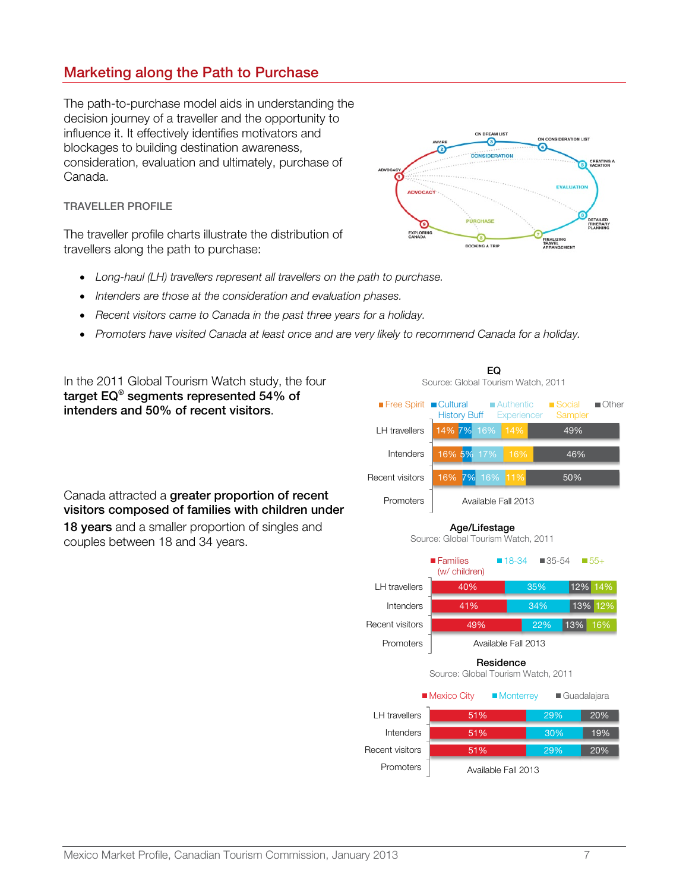## Marketing along the Path to Purchase

The path-to-purchase model aids in understanding the decision journey of a traveller and the opportunity to influence it. It effectively identifies motivators and blockages to building destination awareness, consideration, evaluation and ultimately, purchase of Canada.

TRAVELLER PROFILE

The traveller profile charts illustrate the distribution of travellers along the path to purchase:

- *Long-haul (LH) travellers represent all travellers on the path to purchase.*
- *Intenders are those at the consideration and evaluation phases.*
- *Recent visitors came to Canada in the past three years for a holiday.*
- *Promoters have visited Canada at least once and are very likely to recommend Canada for a holiday.*

In the 2011 Global Tourism Watch study, the four **target EQ® segments represented 54% of intenders and 50% of recent visitors**.

**EQ**

Source: Global Tourism Watch, 2011

| | Free Spirit | Cultural History Buff | Authentic Experiencer | Social Sampler | Other |
|---|---|---|---|---|---|
| LH travellers | 14% | 7% | 16% | 14% | 49% |
| Intenders | 16% | 5% | 17% | 16% | 46% |
| Recent visitors | 16% | 7% | 16% | 11% | 50% |
| Promoters | Available Fall 2013 | | | | |

Canada attracted a **greater proportion of recent visitors composed of families with children under 18 years** and a smaller proportion of singles and couples between 18 and 34 years.

**Age/Lifestage**

Source: Global Tourism Watch, 2011

| | Families (w/ children) | 18-34 | 35-54 | 55+ |
|---|---|---|---|---|
| LH travellers | 40% | 35% | 12% | 14% |
| Intenders | 41% | 34% | 13% | 12% |
| Recent visitors | 49% | 22% | 13% | 16% |
| Promoters | Available Fall 2013 | | | |

**Residence**

Source: Global Tourism Watch, 2011

| | Mexico City | Monterrey | Guadalajara |
|---|---|---|---|
| LH travellers | 51% | 29% | 20% |
| Intenders | 51% | 30% | 19% |
| Recent visitors | 51% | 29% | 20% |
| Promoters | Available Fall 2013 | | |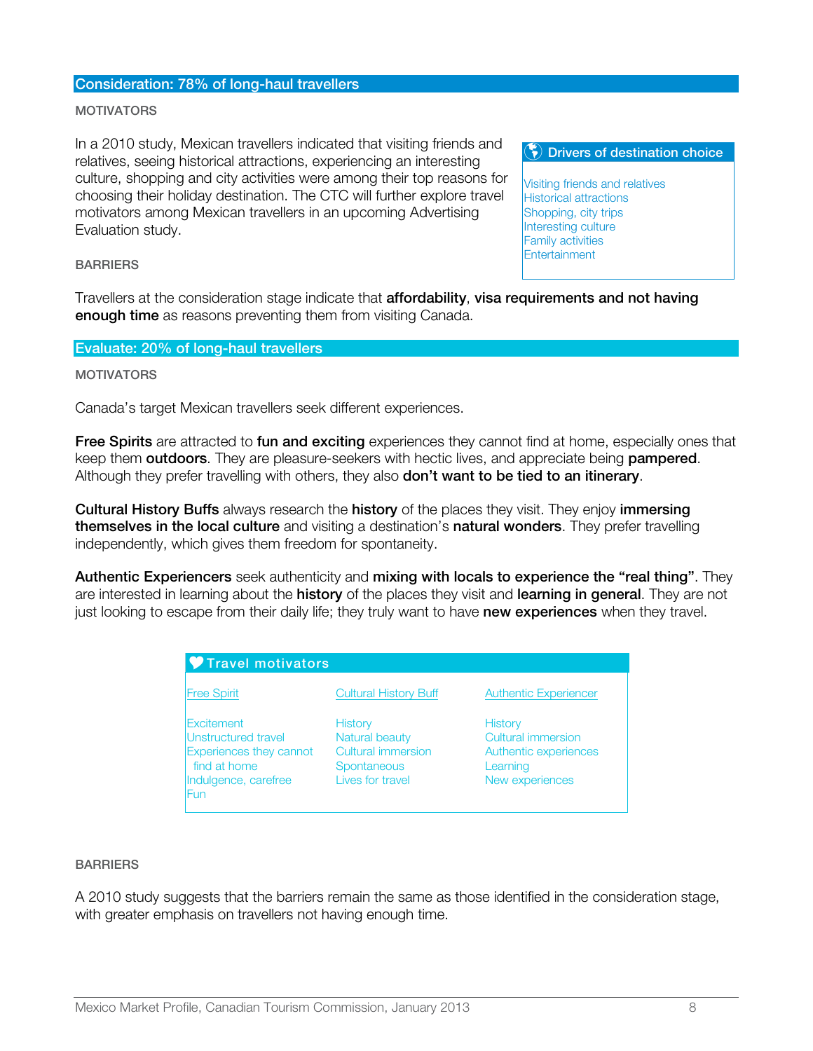## Consideration: 78% of long-haul travellers

### MOTIVATORS

In a 2010 study, Mexican travellers indicated that visiting friends and relatives, seeing historical attractions, experiencing an interesting culture, shopping and city activities were among their top reasons for choosing their holiday destination. The CTC will further explore travel motivators among Mexican travellers in an upcoming Advertising Evaluation study.

**Drivers of destination choice**

- Visiting friends and relatives
- Historical attractions
- Shopping, city trips
- Interesting culture
- Family activities
- Entertainment

### BARRIERS

Travellers at the consideration stage indicate that **affordability**, **visa requirements and not having enough time** as reasons preventing them from visiting Canada.

## Evaluate: 20% of long-haul travellers

### MOTIVATORS

Canada's target Mexican travellers seek different experiences.

**Free Spirits** are attracted to **fun and exciting** experiences they cannot find at home, especially ones that keep them **outdoors**. They are pleasure-seekers with hectic lives, and appreciate being **pampered**. Although they prefer travelling with others, they also **don't want to be tied to an itinerary**.

**Cultural History Buffs** always research the **history** of the places they visit. They enjoy **immersing themselves in the local culture** and visiting a destination's **natural wonders**. They prefer travelling independently, which gives them freedom for spontaneity.

**Authentic Experiencers** seek authenticity and **mixing with locals to experience the "real thing"**. They are interested in learning about the **history** of the places they visit and **learning in general**. They are not just looking to escape from their daily life; they truly want to have **new experiences** when they travel.

**Travel motivators**

| Free Spirit | Cultural History Buff | Authentic Experiencer |
|---|---|---|
| Excitement | History | History |
| Unstructured travel | Natural beauty | Cultural immersion |
| Experiences they cannot find at home | Cultural immersion | Authentic experiences |
| Indulgence, carefree | Spontaneous | Learning |
| Fun | Lives for travel | New experiences |

### BARRIERS

A 2010 study suggests that the barriers remain the same as those identified in the consideration stage, with greater emphasis on travellers not having enough time.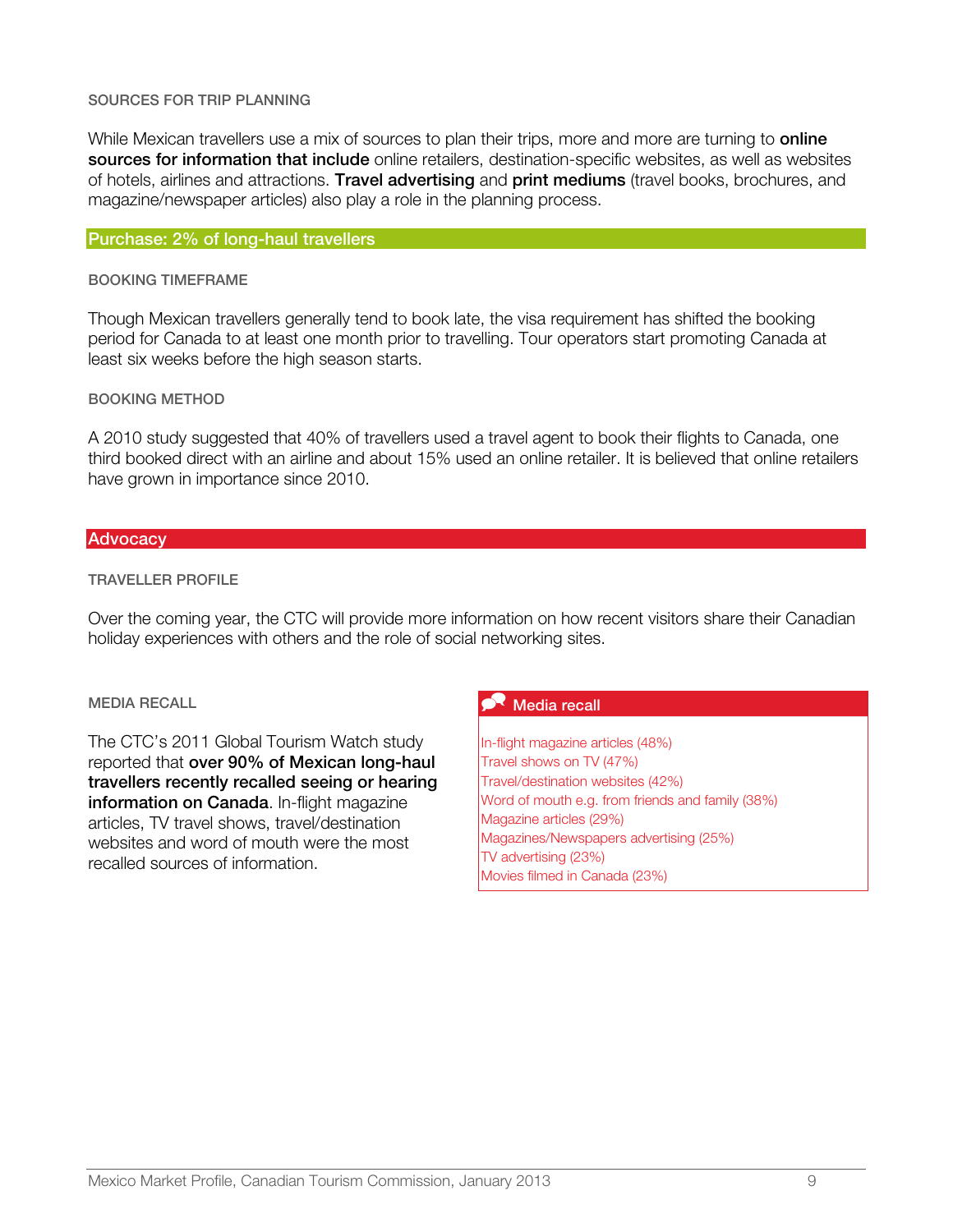#### SOURCES FOR TRIP PLANNING

While Mexican travellers use a mix of sources to plan their trips, more and more are turning to **online sources for information that include** online retailers, destination-specific websites, as well as websites of hotels, airlines and attractions. **Travel advertising** and **print mediums** (travel books, brochures, and magazine/newspaper articles) also play a role in the planning process.

## Purchase: 2% of long-haul travellers

#### BOOKING TIMEFRAME

Though Mexican travellers generally tend to book late, the visa requirement has shifted the booking period for Canada to at least one month prior to travelling. Tour operators start promoting Canada at least six weeks before the high season starts.

#### BOOKING METHOD

A 2010 study suggested that 40% of travellers used a travel agent to book their flights to Canada, one third booked direct with an airline and about 15% used an online retailer. It is believed that online retailers have grown in importance since 2010.

## Advocacy

#### TRAVELLER PROFILE

Over the coming year, the CTC will provide more information on how recent visitors share their Canadian holiday experiences with others and the role of social networking sites.

#### MEDIA RECALL

The CTC's 2011 Global Tourism Watch study reported that **over 90% of Mexican long-haul travellers recently recalled seeing or hearing information on Canada**. In-flight magazine articles, TV travel shows, travel/destination websites and word of mouth were the most recalled sources of information.

**Media recall**

- In-flight magazine articles (48%)
- Travel shows on TV (47%)
- Travel/destination websites (42%)
- Word of mouth e.g. from friends and family (38%)
- Magazine articles (29%)
- Magazines/Newspapers advertising (25%)
- TV advertising (23%)
- Movies filmed in Canada (23%)